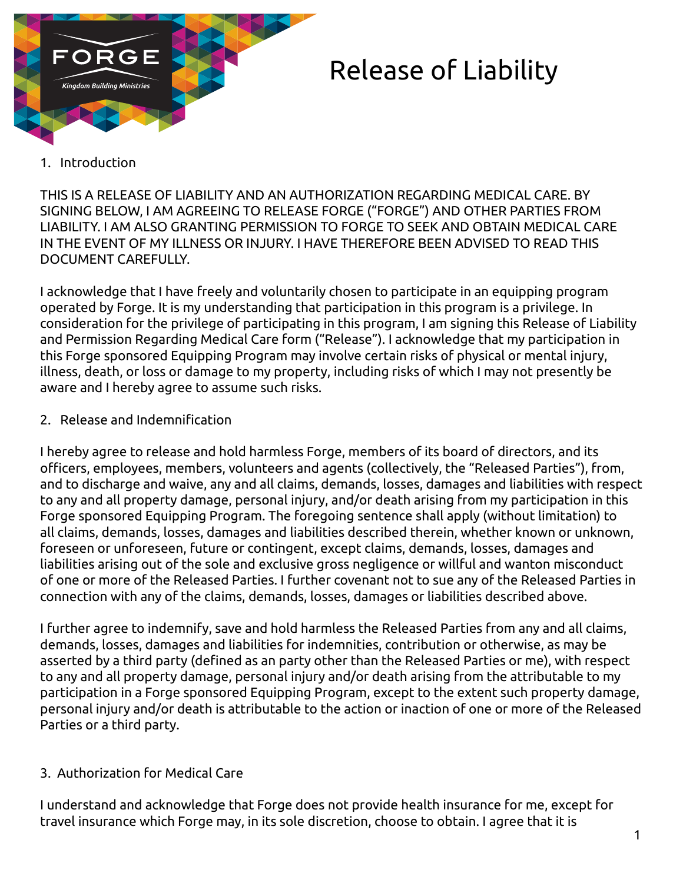FORGE

*Kingdom Building Ministries*

# Release of Liability

1. Introduction

THIS IS A RELEASE OF LIABILITY AND AN AUTHORIZATION REGARDING MEDICAL CARE. BY SIGNING BELOW, I AM AGREEING TO RELEASE FORGE ("FORGE") AND OTHER PARTIES FROM LIABILITY. I AM ALSO GRANTING PERMISSION TO FORGE TO SEEK AND OBTAIN MEDICAL CARE IN THE EVENT OF MY ILLNESS OR INJURY. I HAVE THEREFORE BEEN ADVISED TO READ THIS DOCUMENT CAREFULLY.

I acknowledge that I have freely and voluntarily chosen to participate in an equipping program operated by Forge. It is my understanding that participation in this program is a privilege. In consideration for the privilege of participating in this program, I am signing this Release of Liability and Permission Regarding Medical Care form ("Release"). I acknowledge that my participation in this Forge sponsored Equipping Program may involve certain risks of physical or mental injury, illness, death, or loss or damage to my property, including risks of which I may not presently be aware and I hereby agree to assume such risks.

2. Release and Indemnification

I hereby agree to release and hold harmless Forge, members of its board of directors, and its officers, employees, members, volunteers and agents (collectively, the "Released Parties"), from, and to discharge and waive, any and all claims, demands, losses, damages and liabilities with respect to any and all property damage, personal injury, and/or death arising from my participation in this Forge sponsored Equipping Program. The foregoing sentence shall apply (without limitation) to all claims, demands, losses, damages and liabilities described therein, whether known or unknown, foreseen or unforeseen, future or contingent, except claims, demands, losses, damages and liabilities arising out of the sole and exclusive gross negligence or willful and wanton misconduct of one or more of the Released Parties. I further covenant not to sue any of the Released Parties in connection with any of the claims, demands, losses, damages or liabilities described above.

I further agree to indemnify, save and hold harmless the Released Parties from any and all claims, demands, losses, damages and liabilities for indemnities, contribution or otherwise, as may be asserted by a third party (defined as an party other than the Released Parties or me), with respect to any and all property damage, personal injury and/or death arising from the attributable to my participation in a Forge sponsored Equipping Program, except to the extent such property damage, personal injury and/or death is attributable to the action or inaction of one or more of the Released Parties or a third party.

3. Authorization for Medical Care

I understand and acknowledge that Forge does not provide health insurance for me, except for travel insurance which Forge may, in its sole discretion, choose to obtain. I agree that it is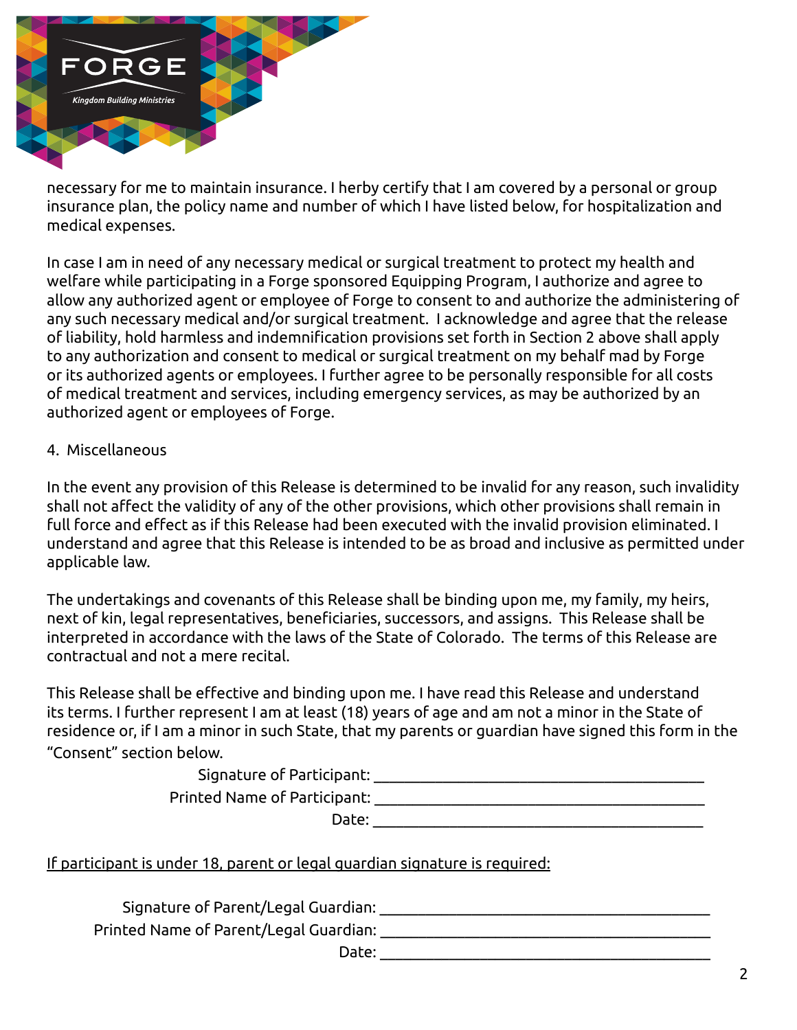necessary for me to maintain insurance. I herby certify that I am covered by a personal or group insurance plan, the policy name and number of which I have listed below, for hospitalization and medical expenses.

In case I am in need of any necessary medical or surgical treatment to protect my health and welfare while participating in a Forge sponsored Equipping Program, I authorize and agree to allow any authorized agent or employee of Forge to consent to and authorize the administering of any such necessary medical and/or surgical treatment.  I acknowledge and agree that the release of liability, hold harmless and indemnification provisions set forth in Section 2 above shall apply to any authorization and consent to medical or surgical treatment on my behalf mad by Forge or its authorized agents or employees. I further agree to be personally responsible for all costs of medical treatment and services, including emergency services, as may be authorized by an authorized agent or employees of Forge.

4.  Miscellaneous

In the event any provision of this Release is determined to be invalid for any reason, such invalidity shall not affect the validity of any of the other provisions, which other provisions shall remain in full force and effect as if this Release had been executed with the invalid provision eliminated. I understand and agree that this Release is intended to be as broad and inclusive as permitted under applicable law.

The undertakings and covenants of this Release shall be binding upon me, my family, my heirs, next of kin, legal representatives, beneficiaries, successors, and assigns.  This Release shall be interpreted in accordance with the laws of the State of Colorado.  The terms of this Release are contractual and not a mere recital.

This Release shall be effective and binding upon me. I have read this Release and understand its terms. I further represent I am at least (18) years of age and am not a minor in the State of residence or, if I am a minor in such State, that my parents or guardian have signed this form in the "Consent" section below.

Signature of Participant: ________________________________________

Printed Name of Participant: ________________________________________

Date: ________________________________________

<u>If participant is under 18, parent or legal guardian signature is required:</u>

Signature of Parent/Legal Guardian: ________________________________________

Printed Name of Parent/Legal Guardian: ________________________________________

Date: ________________________________________